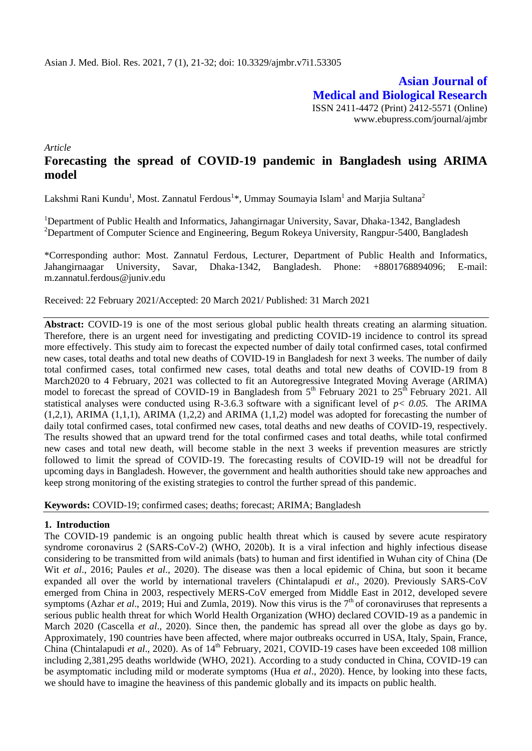**Asian Journal of Medical and Biological Research**

ISSN 2411-4472 (Print) 2412-5571 (Online)
www.ebupress.com/journal/ajmbr

*Article*

# Forecasting the spread of COVID-19 pandemic in Bangladesh using ARIMA model

Lakshmi Rani Kundu[1], Most. Zannatul Ferdous[1]*, Ummay Soumayia Islam[1] and Marjia Sultana[2]

[1]Department of Public Health and Informatics, Jahangirnagar University, Savar, Dhaka-1342, Bangladesh
[2]Department of Computer Science and Engineering, Begum Rokeya University, Rangpur-5400, Bangladesh

*Corresponding author: Most. Zannatul Ferdous, Lecturer, Department of Public Health and Informatics, Jahangirnaagar University, Savar, Dhaka-1342, Bangladesh. Phone: +8801768894096; E-mail: m.zannatul.ferdous@juniv.edu

Received: 22 February 2021/Accepted: 20 March 2021/ Published: 31 March 2021

**Abstract:** COVID-19 is one of the most serious global public health threats creating an alarming situation. Therefore, there is an urgent need for investigating and predicting COVID-19 incidence to control its spread more effectively. This study aim to forecast the expected number of daily total confirmed cases, total confirmed new cases, total deaths and total new deaths of COVID-19 in Bangladesh for next 3 weeks. The number of daily total confirmed cases, total confirmed new cases, total deaths and total new deaths of COVID-19 from 8 March2020 to 4 February, 2021 was collected to fit an Autoregressive Integrated Moving Average (ARIMA) model to forecast the spread of COVID-19 in Bangladesh from 5th February 2021 to 25th February 2021. All statistical analyses were conducted using R-3.6.3 software with a significant level of $p< 0.05$. The ARIMA (1,2,1), ARIMA (1,1,1), ARIMA (1,2,2) and ARIMA (1,1,2) model was adopted for forecasting the number of daily total confirmed cases, total confirmed new cases, total deaths and new deaths of COVID-19, respectively. The results showed that an upward trend for the total confirmed cases and total deaths, while total confirmed new cases and total new death, will become stable in the next 3 weeks if prevention measures are strictly followed to limit the spread of COVID-19. The forecasting results of COVID-19 will not be dreadful for upcoming days in Bangladesh. However, the government and health authorities should take new approaches and keep strong monitoring of the existing strategies to control the further spread of this pandemic.

**Keywords:** COVID-19; confirmed cases; deaths; forecast; ARIMA; Bangladesh

## 1. Introduction

The COVID-19 pandemic is an ongoing public health threat which is caused by severe acute respiratory syndrome coronavirus 2 (SARS-CoV-2) (WHO, 2020b). It is a viral infection and highly infectious disease considering to be transmitted from wild animals (bats) to human and first identified in Wuhan city of China (De Wit *et al*., 2016; Paules *et al*., 2020). The disease was then a local epidemic of China, but soon it became expanded all over the world by international travelers (Chintalapudi *et al*., 2020). Previously SARS-CoV emerged from China in 2003, respectively MERS-CoV emerged from Middle East in 2012, developed severe symptoms (Azhar *et al*., 2019; Hui and Zumla, 2019). Now this virus is the 7th of coronaviruses that represents a serious public health threat for which World Health Organization (WHO) declared COVID-19 as a pandemic in March 2020 (Cascella *et al*., 2020). Since then, the pandemic has spread all over the globe as days go by. Approximately, 190 countries have been affected, where major outbreaks occurred in USA, Italy, Spain, France, China (Chintalapudi *et al*., 2020). As of 14th February, 2021, COVID-19 cases have been exceeded 108 million including 2,381,295 deaths worldwide (WHO, 2021). According to a study conducted in China, COVID-19 can be asymptomatic including mild or moderate symptoms (Hua *et al*., 2020). Hence, by looking into these facts, we should have to imagine the heaviness of this pandemic globally and its impacts on public health.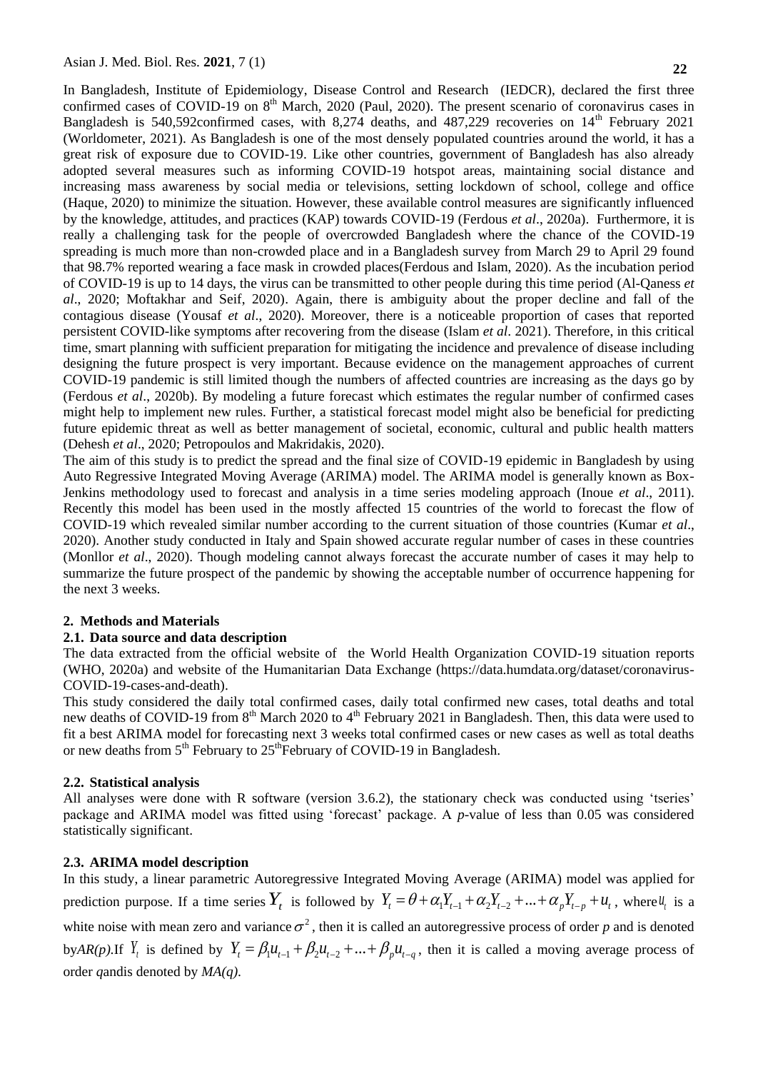In Bangladesh, Institute of Epidemiology, Disease Control and Research (IEDCR), declared the first three confirmed cases of COVID-19 on 8th March, 2020 (Paul, 2020). The present scenario of coronavirus cases in Bangladesh is 540,592confirmed cases, with 8,274 deaths, and 487,229 recoveries on 14th February 2021 (Worldometer, 2021). As Bangladesh is one of the most densely populated countries around the world, it has a great risk of exposure due to COVID-19. Like other countries, government of Bangladesh has also already adopted several measures such as informing COVID-19 hotspot areas, maintaining social distance and increasing mass awareness by social media or televisions, setting lockdown of school, college and office (Haque, 2020) to minimize the situation. However, these available control measures are significantly influenced by the knowledge, attitudes, and practices (KAP) towards COVID-19 (Ferdous *et al*., 2020a). Furthermore, it is really a challenging task for the people of overcrowded Bangladesh where the chance of the COVID-19 spreading is much more than non-crowded place and in a Bangladesh survey from March 29 to April 29 found that 98.7% reported wearing a face mask in crowded places(Ferdous and Islam, 2020). As the incubation period of COVID-19 is up to 14 days, the virus can be transmitted to other people during this time period (Al-Qaness *et al*., 2020; Moftakhar and Seif, 2020). Again, there is ambiguity about the proper decline and fall of the contagious disease (Yousaf *et al*., 2020). Moreover, there is a noticeable proportion of cases that reported persistent COVID-like symptoms after recovering from the disease (Islam *et al*. 2021). Therefore, in this critical time, smart planning with sufficient preparation for mitigating the incidence and prevalence of disease including designing the future prospect is very important. Because evidence on the management approaches of current COVID-19 pandemic is still limited though the numbers of affected countries are increasing as the days go by (Ferdous *et al*., 2020b). By modeling a future forecast which estimates the regular number of confirmed cases might help to implement new rules. Further, a statistical forecast model might also be beneficial for predicting future epidemic threat as well as better management of societal, economic, cultural and public health matters (Dehesh *et al*., 2020; Petropoulos and Makridakis, 2020).

The aim of this study is to predict the spread and the final size of COVID-19 epidemic in Bangladesh by using Auto Regressive Integrated Moving Average (ARIMA) model. The ARIMA model is generally known as Box-Jenkins methodology used to forecast and analysis in a time series modeling approach (Inoue *et al*., 2011). Recently this model has been used in the mostly affected 15 countries of the world to forecast the flow of COVID-19 which revealed similar number according to the current situation of those countries (Kumar *et al*., 2020). Another study conducted in Italy and Spain showed accurate regular number of cases in these countries (Monllor *et al*., 2020). Though modeling cannot always forecast the accurate number of cases it may help to summarize the future prospect of the pandemic by showing the acceptable number of occurrence happening for the next 3 weeks.

## 2. Methods and Materials

### 2.1. Data source and data description

The data extracted from the official website of the World Health Organization COVID-19 situation reports (WHO, 2020a) and website of the Humanitarian Data Exchange (https://data.humdata.org/dataset/coronavirus-COVID-19-cases-and-death).

This study considered the daily total confirmed cases, daily total confirmed new cases, total deaths and total new deaths of COVID-19 from 8th March 2020 to 4th February 2021 in Bangladesh. Then, this data were used to fit a best ARIMA model for forecasting next 3 weeks total confirmed cases or new cases as well as total deaths or new deaths from 5th February to 25th February of COVID-19 in Bangladesh.

### 2.2. Statistical analysis

All analyses were done with R software (version 3.6.2), the stationary check was conducted using 'tseries' package and ARIMA model was fitted using 'forecast' package. A *p*-value of less than 0.05 was considered statistically significant.

### 2.3. ARIMA model description

In this study, a linear parametric Autoregressive Integrated Moving Average (ARIMA) model was applied for prediction purpose. If a time series $Y_t$ is followed by $Y_t = \theta + \alpha_1 Y_{t-1} + \alpha_2 Y_{t-2} + ... + \alpha_p Y_{t-p} + u_t$, where $u_t$ is a white noise with mean zero and variance $\sigma^2$, then it is called an autoregressive process of order *p* and is denoted by *AR(p)*. If $Y_t$ is defined by $Y_t = \beta_1 u_{t-1} + \beta_2 u_{t-2} + ... + \beta_p u_{t-q}$, then it is called a moving average process of order *q* and is denoted by *MA(q)*.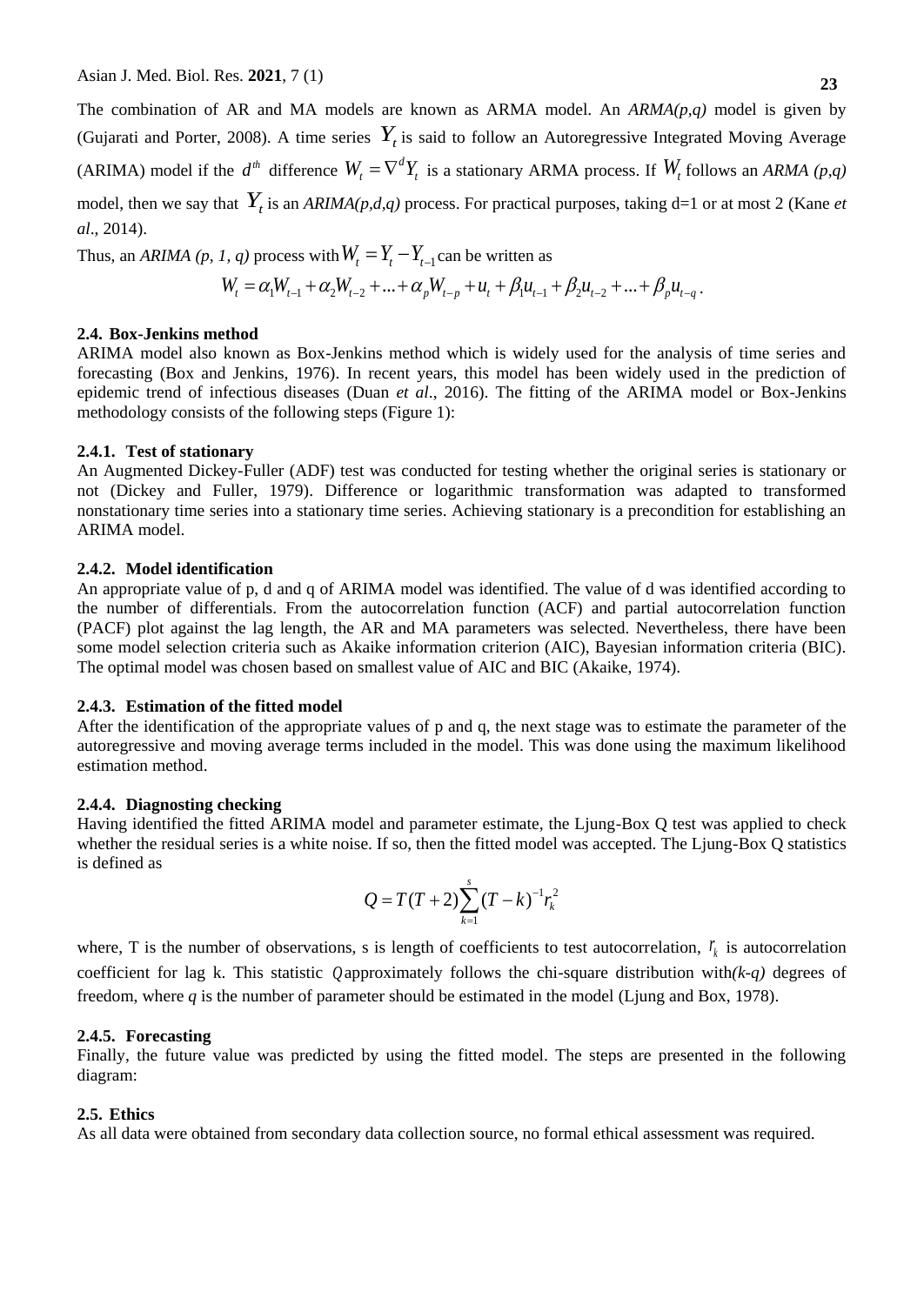The combination of AR and MA models are known as ARMA model. An *ARMA(p,q)* model is given by (Gujarati and Porter, 2008). A time series $Y_t$ is said to follow an Autoregressive Integrated Moving Average (ARIMA) model if the $d^{th}$ difference $W_t = \nabla^d Y_t$ is a stationary ARMA process. If $W_t$ follows an *ARMA (p,q)* model, then we say that $Y_t$ is an *ARIMA(p,d,q)* process. For practical purposes, taking d=1 or at most 2 (Kane *et al*., 2014).

Thus, an *ARIMA (p, 1, q)* process with $W_t = Y_t - Y_{t-1}$ can be written as

$$W_t = \alpha_1 W_{t-1} + \alpha_2 W_{t-2} + ... + \alpha_p W_{t-p} + u_t + \beta_1 u_{t-1} + \beta_2 u_{t-2} + ... + \beta_p u_{t-q} .$$

### 2.4. Box-Jenkins method

ARIMA model also known as Box-Jenkins method which is widely used for the analysis of time series and forecasting (Box and Jenkins, 1976). In recent years, this model has been widely used in the prediction of epidemic trend of infectious diseases (Duan *et al*., 2016). The fitting of the ARIMA model or Box-Jenkins methodology consists of the following steps (Figure 1):

#### 2.4.1. Test of stationary

An Augmented Dickey-Fuller (ADF) test was conducted for testing whether the original series is stationary or not (Dickey and Fuller, 1979). Difference or logarithmic transformation was adapted to transformed nonstationary time series into a stationary time series. Achieving stationary is a precondition for establishing an ARIMA model.

#### 2.4.2. Model identification

An appropriate value of p, d and q of ARIMA model was identified. The value of d was identified according to the number of differentials. From the autocorrelation function (ACF) and partial autocorrelation function (PACF) plot against the lag length, the AR and MA parameters was selected. Nevertheless, there have been some model selection criteria such as Akaike information criterion (AIC), Bayesian information criteria (BIC). The optimal model was chosen based on smallest value of AIC and BIC (Akaike, 1974).

#### 2.4.3. Estimation of the fitted model

After the identification of the appropriate values of p and q, the next stage was to estimate the parameter of the autoregressive and moving average terms included in the model. This was done using the maximum likelihood estimation method.

#### 2.4.4. Diagnosting checking

Having identified the fitted ARIMA model and parameter estimate, the Ljung-Box Q test was applied to check whether the residual series is a white noise. If so, then the fitted model was accepted. The Ljung-Box Q statistics is defined as

$$Q = T(T+2)\sum_{k=1}^{s}(T-k)^{-1}r_k^2$$

where, T is the number of observations, s is length of coefficients to test autocorrelation, $r_k$ is autocorrelation coefficient for lag k. This statistic $Q$ approximately follows the chi-square distribution with *(k-q)* degrees of freedom, where *q* is the number of parameter should be estimated in the model (Ljung and Box, 1978).

#### 2.4.5. Forecasting

Finally, the future value was predicted by using the fitted model. The steps are presented in the following diagram:

### 2.5. Ethics

As all data were obtained from secondary data collection source, no formal ethical assessment was required.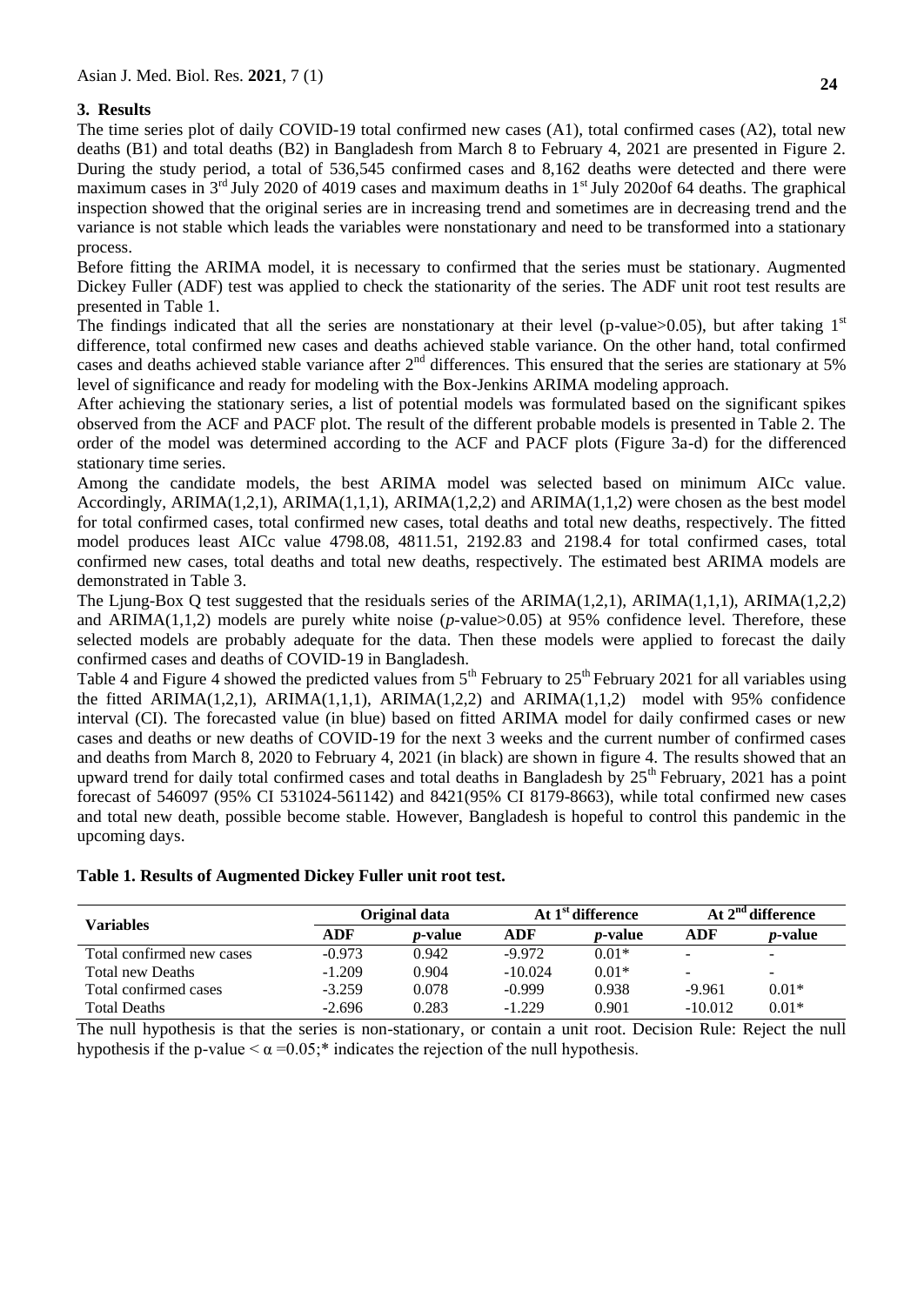## 3. Results

The time series plot of daily COVID-19 total confirmed new cases (A1), total confirmed cases (A2), total new deaths (B1) and total deaths (B2) in Bangladesh from March 8 to February 4, 2021 are presented in Figure 2. During the study period, a total of 536,545 confirmed cases and 8,162 deaths were detected and there were maximum cases in 3rd July 2020 of 4019 cases and maximum deaths in 1st July 2020of 64 deaths. The graphical inspection showed that the original series are in increasing trend and sometimes are in decreasing trend and the variance is not stable which leads the variables were nonstationary and need to be transformed into a stationary process.

Before fitting the ARIMA model, it is necessary to confirmed that the series must be stationary. Augmented Dickey Fuller (ADF) test was applied to check the stationarity of the series. The ADF unit root test results are presented in Table 1.

The findings indicated that all the series are nonstationary at their level (p-value>0.05), but after taking 1st difference, total confirmed new cases and deaths achieved stable variance. On the other hand, total confirmed cases and deaths achieved stable variance after 2nd differences. This ensured that the series are stationary at 5% level of significance and ready for modeling with the Box-Jenkins ARIMA modeling approach.

After achieving the stationary series, a list of potential models was formulated based on the significant spikes observed from the ACF and PACF plot. The result of the different probable models is presented in Table 2. The order of the model was determined according to the ACF and PACF plots (Figure 3a-d) for the differenced stationary time series.

Among the candidate models, the best ARIMA model was selected based on minimum AICc value. Accordingly, ARIMA(1,2,1), ARIMA(1,1,1), ARIMA(1,2,2) and ARIMA(1,1,2) were chosen as the best model for total confirmed cases, total confirmed new cases, total deaths and total new deaths, respectively. The fitted model produces least AICc value 4798.08, 4811.51, 2192.83 and 2198.4 for total confirmed cases, total confirmed new cases, total deaths and total new deaths, respectively. The estimated best ARIMA models are demonstrated in Table 3.

The Ljung-Box Q test suggested that the residuals series of the ARIMA(1,2,1), ARIMA(1,1,1), ARIMA(1,2,2) and ARIMA(1,1,2) models are purely white noise (*p*-value>0.05) at 95% confidence level. Therefore, these selected models are probably adequate for the data. Then these models were applied to forecast the daily confirmed cases and deaths of COVID-19 in Bangladesh.

Table 4 and Figure 4 showed the predicted values from 5th February to 25th February 2021 for all variables using the fitted ARIMA(1,2,1), ARIMA(1,1,1), ARIMA(1,2,2) and ARIMA(1,1,2) model with 95% confidence interval (CI). The forecasted value (in blue) based on fitted ARIMA model for daily confirmed cases or new cases and deaths or new deaths of COVID-19 for the next 3 weeks and the current number of confirmed cases and deaths from March 8, 2020 to February 4, 2021 (in black) are shown in figure 4. The results showed that an upward trend for daily total confirmed cases and total deaths in Bangladesh by 25th February, 2021 has a point forecast of 546097 (95% CI 531024-561142) and 8421(95% CI 8179-8663), while total confirmed new cases and total new death, possible become stable. However, Bangladesh is hopeful to control this pandemic in the upcoming days.

**Table 1. Results of Augmented Dickey Fuller unit root test.**

| Variables | Original data | | At 1st difference | | At 2nd difference | |
|---|---|---|---|---|---|---|
| | **ADF** | ***p*-value** | **ADF** | ***p*-value** | **ADF** | ***p*-value** |
| Total confirmed new cases | -0.973 | 0.942 | -9.972 | 0.01* | - | - |
| Total new Deaths | -1.209 | 0.904 | -10.024 | 0.01* | - | - |
| Total confirmed cases | -3.259 | 0.078 | -0.999 | 0.938 | -9.961 | 0.01* |
| Total Deaths | -2.696 | 0.283 | -1.229 | 0.901 | -10.012 | 0.01* |

The null hypothesis is that the series is non-stationary, or contain a unit root. Decision Rule: Reject the null hypothesis if the p-value < $\alpha$ =0.05;* indicates the rejection of the null hypothesis.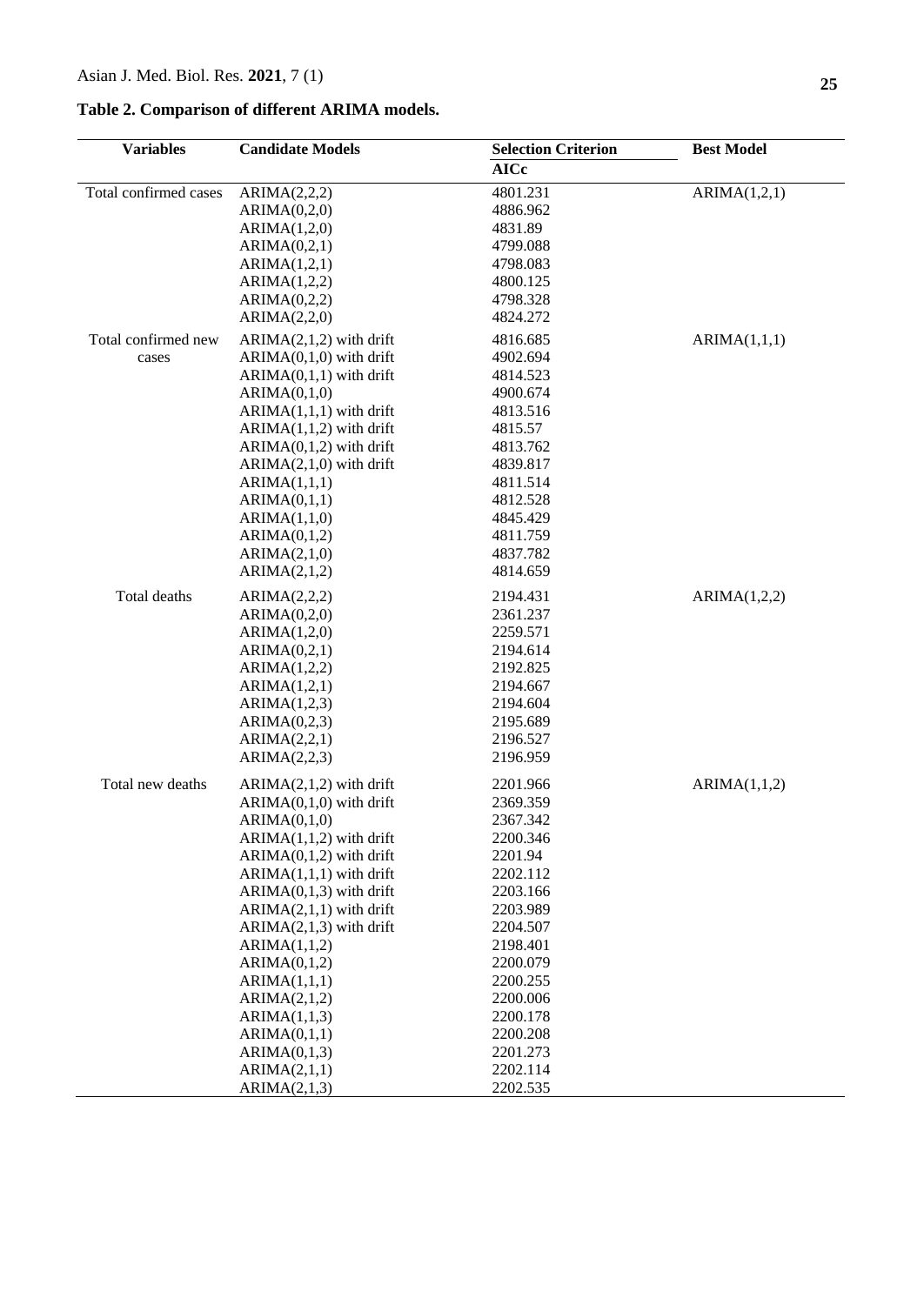**Table 2. Comparison of different ARIMA models.**

| Variables | Candidate Models | Selection Criterion | Best Model |
|---|---|---|---|
| | | AICc | |
| Total confirmed cases | ARIMA(2,2,2) | 4801.231 | ARIMA(1,2,1) |
| | ARIMA(0,2,0) | 4886.962 | |
| | ARIMA(1,2,0) | 4831.89 | |
| | ARIMA(0,2,1) | 4799.088 | |
| | ARIMA(1,2,1) | 4798.083 | |
| | ARIMA(1,2,2) | 4800.125 | |
| | ARIMA(0,2,2) | 4798.328 | |
| | ARIMA(2,2,0) | 4824.272 | |
| Total confirmed new cases | ARIMA(2,1,2) with drift | 4816.685 | ARIMA(1,1,1) |
| | ARIMA(0,1,0) with drift | 4902.694 | |
| | ARIMA(0,1,1) with drift | 4814.523 | |
| | ARIMA(0,1,0) | 4900.674 | |
| | ARIMA(1,1,1) with drift | 4813.516 | |
| | ARIMA(1,1,2) with drift | 4815.57 | |
| | ARIMA(0,1,2) with drift | 4813.762 | |
| | ARIMA(2,1,0) with drift | 4839.817 | |
| | ARIMA(1,1,1) | 4811.514 | |
| | ARIMA(0,1,1) | 4812.528 | |
| | ARIMA(1,1,0) | 4845.429 | |
| | ARIMA(0,1,2) | 4811.759 | |
| | ARIMA(2,1,0) | 4837.782 | |
| | ARIMA(2,1,2) | 4814.659 | |
| Total deaths | ARIMA(2,2,2) | 2194.431 | ARIMA(1,2,2) |
| | ARIMA(0,2,0) | 2361.237 | |
| | ARIMA(1,2,0) | 2259.571 | |
| | ARIMA(0,2,1) | 2194.614 | |
| | ARIMA(1,2,2) | 2192.825 | |
| | ARIMA(1,2,1) | 2194.667 | |
| | ARIMA(1,2,3) | 2194.604 | |
| | ARIMA(0,2,3) | 2195.689 | |
| | ARIMA(2,2,1) | 2196.527 | |
| | ARIMA(2,2,3) | 2196.959 | |
| Total new deaths | ARIMA(2,1,2) with drift | 2201.966 | ARIMA(1,1,2) |
| | ARIMA(0,1,0) with drift | 2369.359 | |
| | ARIMA(0,1,0) | 2367.342 | |
| | ARIMA(1,1,2) with drift | 2200.346 | |
| | ARIMA(0,1,2) with drift | 2201.94 | |
| | ARIMA(1,1,1) with drift | 2202.112 | |
| | ARIMA(0,1,3) with drift | 2203.166 | |
| | ARIMA(2,1,1) with drift | 2203.989 | |
| | ARIMA(2,1,3) with drift | 2204.507 | |
| | ARIMA(1,1,2) | 2198.401 | |
| | ARIMA(0,1,2) | 2200.079 | |
| | ARIMA(1,1,1) | 2200.255 | |
| | ARIMA(2,1,2) | 2200.006 | |
| | ARIMA(1,1,3) | 2200.178 | |
| | ARIMA(0,1,1) | 2200.208 | |
| | ARIMA(0,1,3) | 2201.273 | |
| | ARIMA(2,1,1) | 2202.114 | |
| | ARIMA(2,1,3) | 2202.535 | |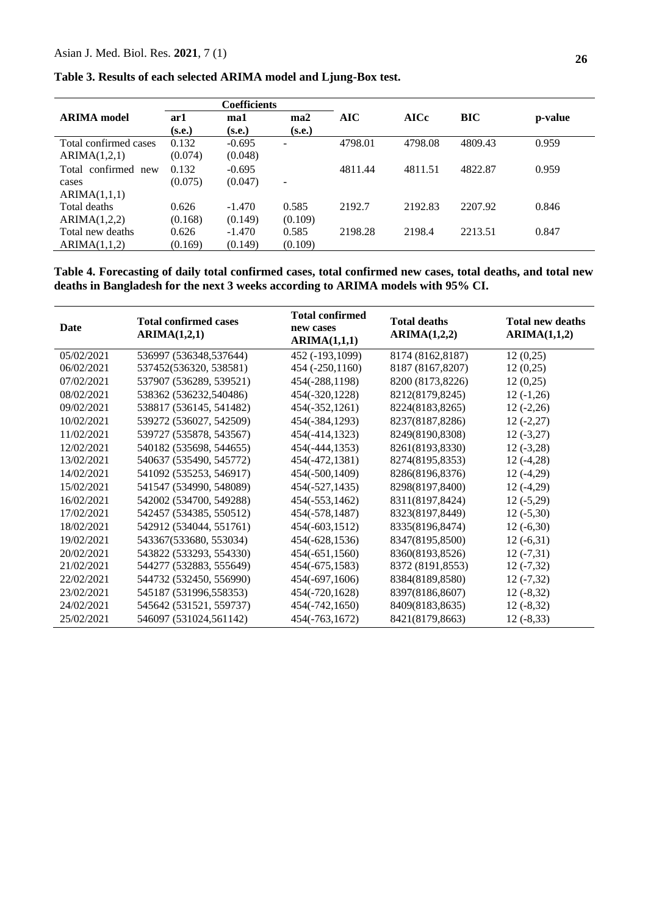**Table 3. Results of each selected ARIMA model and Ljung-Box test.**

| ARIMA model | Coefficients | | | AIC | AICc | BIC | p-value |
|---|---|---|---|---|---|---|---|
| | ar1 (s.e.) | ma1 (s.e.) | ma2 (s.e.) | | | | |
| Total confirmed cases ARIMA(1,2,1) | 0.132 (0.074) | -0.695 (0.048) | - | 4798.01 | 4798.08 | 4809.43 | 0.959 |
| Total confirmed new cases ARIMA(1,1,1) | 0.132 (0.075) | -0.695 (0.047) | - | 4811.44 | 4811.51 | 4822.87 | 0.959 |
| Total deaths ARIMA(1,2,2) | 0.626 (0.168) | -1.470 (0.149) | 0.585 (0.109) | 2192.7 | 2192.83 | 2207.92 | 0.846 |
| Total new deaths ARIMA(1,1,2) | 0.626 (0.169) | -1.470 (0.149) | 0.585 (0.109) | 2198.28 | 2198.4 | 2213.51 | 0.847 |

**Table 4. Forecasting of daily total confirmed cases, total confirmed new cases, total deaths, and total new deaths in Bangladesh for the next 3 weeks according to ARIMA models with 95% CI.**

| Date | Total confirmed cases ARIMA(1,2,1) | Total confirmed new cases ARIMA(1,1,1) | Total deaths ARIMA(1,2,2) | Total new deaths ARIMA(1,1,2) |
|---|---|---|---|---|
| 05/02/2021 | 536997 (536348,537644) | 452 (-193,1099) | 8174 (8162,8187) | 12 (0,25) |
| 06/02/2021 | 537452(536320, 538581) | 454 (-250,1160) | 8187 (8167,8207) | 12 (0,25) |
| 07/02/2021 | 537907 (536289, 539521) | 454(-288,1198) | 8200 (8173,8226) | 12 (0,25) |
| 08/02/2021 | 538362 (536232,540486) | 454(-320,1228) | 8212(8179,8245) | 12 (-1,26) |
| 09/02/2021 | 538817 (536145, 541482) | 454(-352,1261) | 8224(8183,8265) | 12 (-2,26) |
| 10/02/2021 | 539272 (536027, 542509) | 454(-384,1293) | 8237(8187,8286) | 12 (-2,27) |
| 11/02/2021 | 539727 (535878, 543567) | 454(-414,1323) | 8249(8190,8308) | 12 (-3,27) |
| 12/02/2021 | 540182 (535698, 544655) | 454(-444,1353) | 8261(8193,8330) | 12 (-3,28) |
| 13/02/2021 | 540637 (535490, 545772) | 454(-472,1381) | 8274(8195,8353) | 12 (-4,28) |
| 14/02/2021 | 541092 (535253, 546917) | 454(-500,1409) | 8286(8196,8376) | 12 (-4,29) |
| 15/02/2021 | 541547 (534990, 548089) | 454(-527,1435) | 8298(8197,8400) | 12 (-4,29) |
| 16/02/2021 | 542002 (534700, 549288) | 454(-553,1462) | 8311(8197,8424) | 12 (-5,29) |
| 17/02/2021 | 542457 (534385, 550512) | 454(-578,1487) | 8323(8197,8449) | 12 (-5,30) |
| 18/02/2021 | 542912 (534044, 551761) | 454(-603,1512) | 8335(8196,8474) | 12 (-6,30) |
| 19/02/2021 | 543367(533680, 553034) | 454(-628,1536) | 8347(8195,8500) | 12 (-6,31) |
| 20/02/2021 | 543822 (533293, 554330) | 454(-651,1560) | 8360(8193,8526) | 12 (-7,31) |
| 21/02/2021 | 544277 (532883, 555649) | 454(-675,1583) | 8372 (8191,8553) | 12 (-7,32) |
| 22/02/2021 | 544732 (532450, 556990) | 454(-697,1606) | 8384(8189,8580) | 12 (-7,32) |
| 23/02/2021 | 545187 (531996,558353) | 454(-720,1628) | 8397(8186,8607) | 12 (-8,32) |
| 24/02/2021 | 545642 (531521, 559737) | 454(-742,1650) | 8409(8183,8635) | 12 (-8,32) |
| 25/02/2021 | 546097 (531024,561142) | 454(-763,1672) | 8421(8179,8663) | 12 (-8,33) |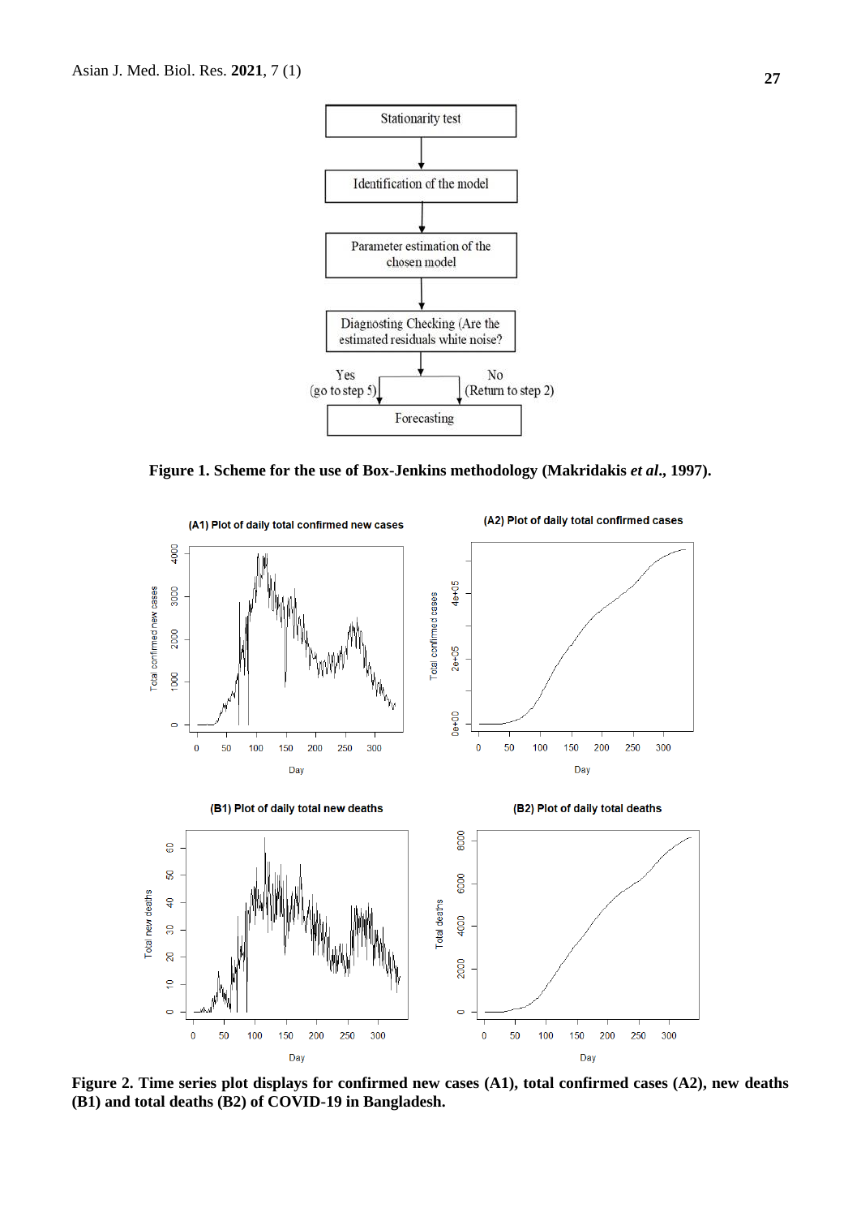Figure 1. Scheme for the use of Box-Jenkins methodology (Makridakis *et al*., 1997).

Figure 2. Time series plot displays for confirmed new cases (A1), total confirmed cases (A2), new deaths (B1) and total deaths (B2) of COVID-19 in Bangladesh.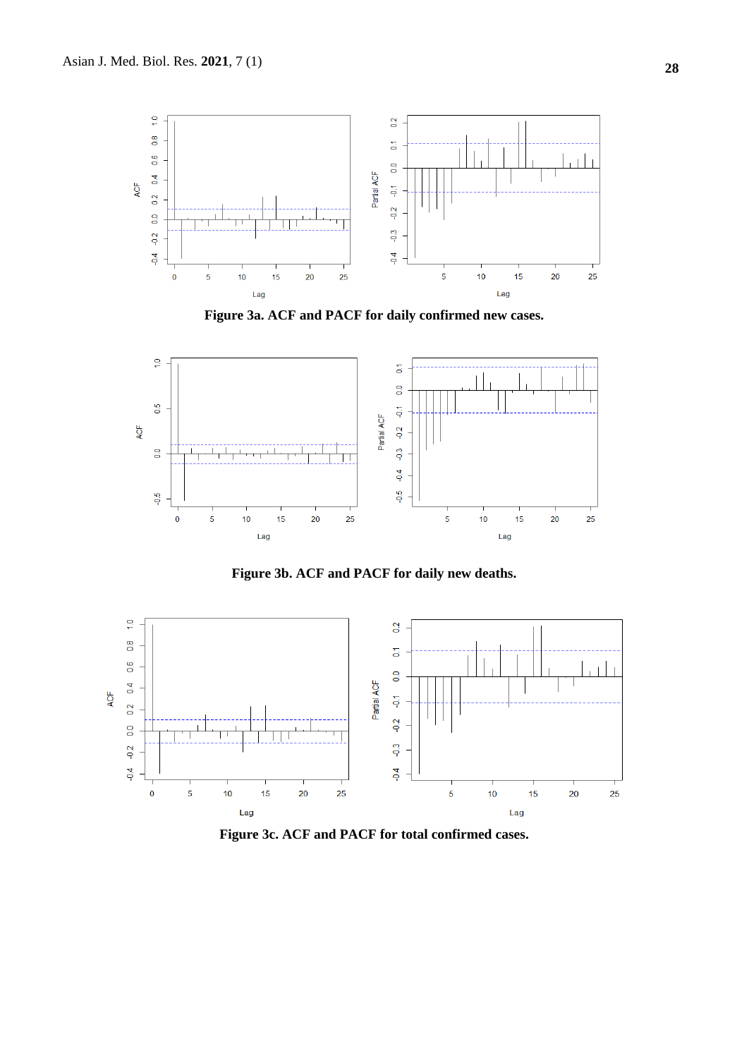**Figure 3a. ACF and PACF for daily confirmed new cases.**

**Figure 3b. ACF and PACF for daily new deaths.**

**Figure 3c. ACF and PACF for total confirmed cases.**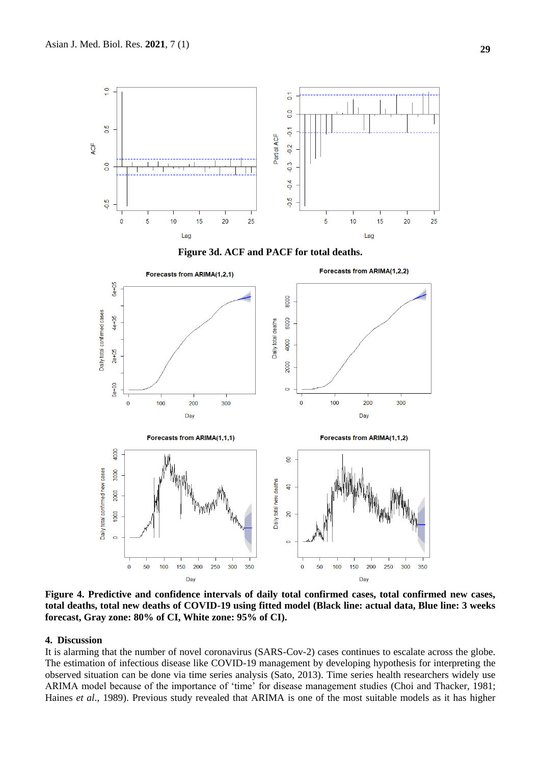**Figure 3d. ACF and PACF for total deaths.**

**Figure 4. Predictive and confidence intervals of daily total confirmed cases, total confirmed new cases, total deaths, total new deaths of COVID-19 using fitted model (Black line: actual data, Blue line: 3 weeks forecast, Gray zone: 80% of CI, White zone: 95% of CI).**

## 4. Discussion

It is alarming that the number of novel coronavirus (SARS-Cov-2) cases continues to escalate across the globe. The estimation of infectious disease like COVID-19 management by developing hypothesis for interpreting the observed situation can be done via time series analysis (Sato, 2013). Time series health researchers widely use ARIMA model because of the importance of 'time' for disease management studies (Choi and Thacker, 1981; Haines *et al*., 1989). Previous study revealed that ARIMA is one of the most suitable models as it has higher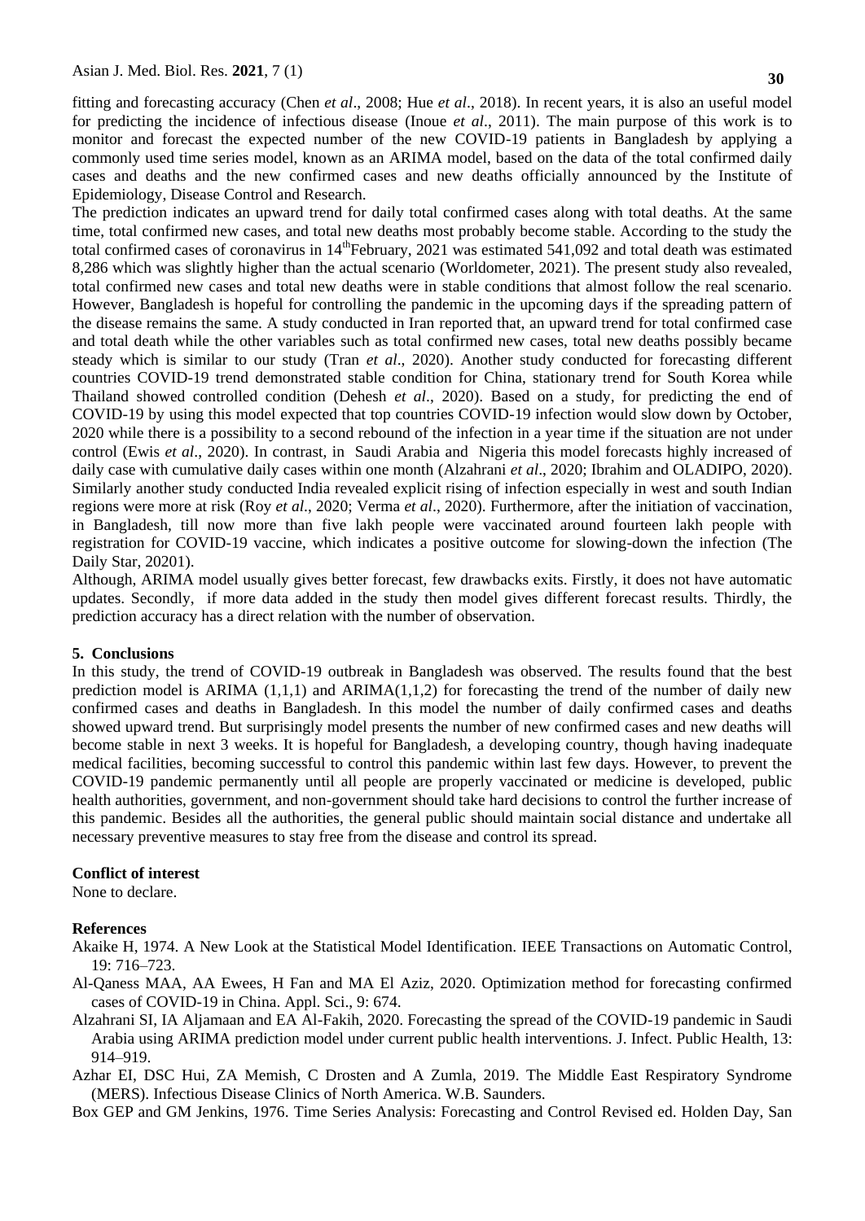fitting and forecasting accuracy (Chen *et al*., 2008; Hue *et al*., 2018). In recent years, it is also an useful model for predicting the incidence of infectious disease (Inoue *et al*., 2011). The main purpose of this work is to monitor and forecast the expected number of the new COVID-19 patients in Bangladesh by applying a commonly used time series model, known as an ARIMA model, based on the data of the total confirmed daily cases and deaths and the new confirmed cases and new deaths officially announced by the Institute of Epidemiology, Disease Control and Research.

The prediction indicates an upward trend for daily total confirmed cases along with total deaths. At the same time, total confirmed new cases, and total new deaths most probably become stable. According to the study the total confirmed cases of coronavirus in 14$^{th}$February, 2021 was estimated 541,092 and total death was estimated 8,286 which was slightly higher than the actual scenario (Worldometer, 2021). The present study also revealed, total confirmed new cases and total new deaths were in stable conditions that almost follow the real scenario. However, Bangladesh is hopeful for controlling the pandemic in the upcoming days if the spreading pattern of the disease remains the same. A study conducted in Iran reported that, an upward trend for total confirmed case and total death while the other variables such as total confirmed new cases, total new deaths possibly became steady which is similar to our study (Tran *et al*., 2020). Another study conducted for forecasting different countries COVID-19 trend demonstrated stable condition for China, stationary trend for South Korea while Thailand showed controlled condition (Dehesh *et al*., 2020). Based on a study, for predicting the end of COVID-19 by using this model expected that top countries COVID-19 infection would slow down by October, 2020 while there is a possibility to a second rebound of the infection in a year time if the situation are not under control (Ewis *et al*., 2020). In contrast, in Saudi Arabia and Nigeria this model forecasts highly increased of daily case with cumulative daily cases within one month (Alzahrani *et al*., 2020; Ibrahim and OLADIPO, 2020). Similarly another study conducted India revealed explicit rising of infection especially in west and south Indian regions were more at risk (Roy *et al*., 2020; Verma *et al*., 2020). Furthermore, after the initiation of vaccination, in Bangladesh, till now more than five lakh people were vaccinated around fourteen lakh people with registration for COVID-19 vaccine, which indicates a positive outcome for slowing-down the infection (The Daily Star, 20201).

Although, ARIMA model usually gives better forecast, few drawbacks exits. Firstly, it does not have automatic updates. Secondly, if more data added in the study then model gives different forecast results. Thirdly, the prediction accuracy has a direct relation with the number of observation.

## 5. Conclusions

In this study, the trend of COVID-19 outbreak in Bangladesh was observed. The results found that the best prediction model is ARIMA (1,1,1) and ARIMA(1,1,2) for forecasting the trend of the number of daily new confirmed cases and deaths in Bangladesh. In this model the number of daily confirmed cases and deaths showed upward trend. But surprisingly model presents the number of new confirmed cases and new deaths will become stable in next 3 weeks. It is hopeful for Bangladesh, a developing country, though having inadequate medical facilities, becoming successful to control this pandemic within last few days. However, to prevent the COVID-19 pandemic permanently until all people are properly vaccinated or medicine is developed, public health authorities, government, and non-government should take hard decisions to control the further increase of this pandemic. Besides all the authorities, the general public should maintain social distance and undertake all necessary preventive measures to stay free from the disease and control its spread.

## Conflict of interest

None to declare.

## References

Akaike H, 1974. A New Look at the Statistical Model Identification. IEEE Transactions on Automatic Control, 19: 716–723.

Al-Qaness MAA, AA Ewees, H Fan and MA El Aziz, 2020. Optimization method for forecasting confirmed cases of COVID-19 in China. Appl. Sci., 9: 674.

Alzahrani SI, IA Aljamaan and EA Al-Fakih, 2020. Forecasting the spread of the COVID-19 pandemic in Saudi Arabia using ARIMA prediction model under current public health interventions. J. Infect. Public Health, 13: 914–919.

Azhar EI, DSC Hui, ZA Memish, C Drosten and A Zumla, 2019. The Middle East Respiratory Syndrome (MERS). Infectious Disease Clinics of North America. W.B. Saunders.

Box GEP and GM Jenkins, 1976. Time Series Analysis: Forecasting and Control Revised ed. Holden Day, San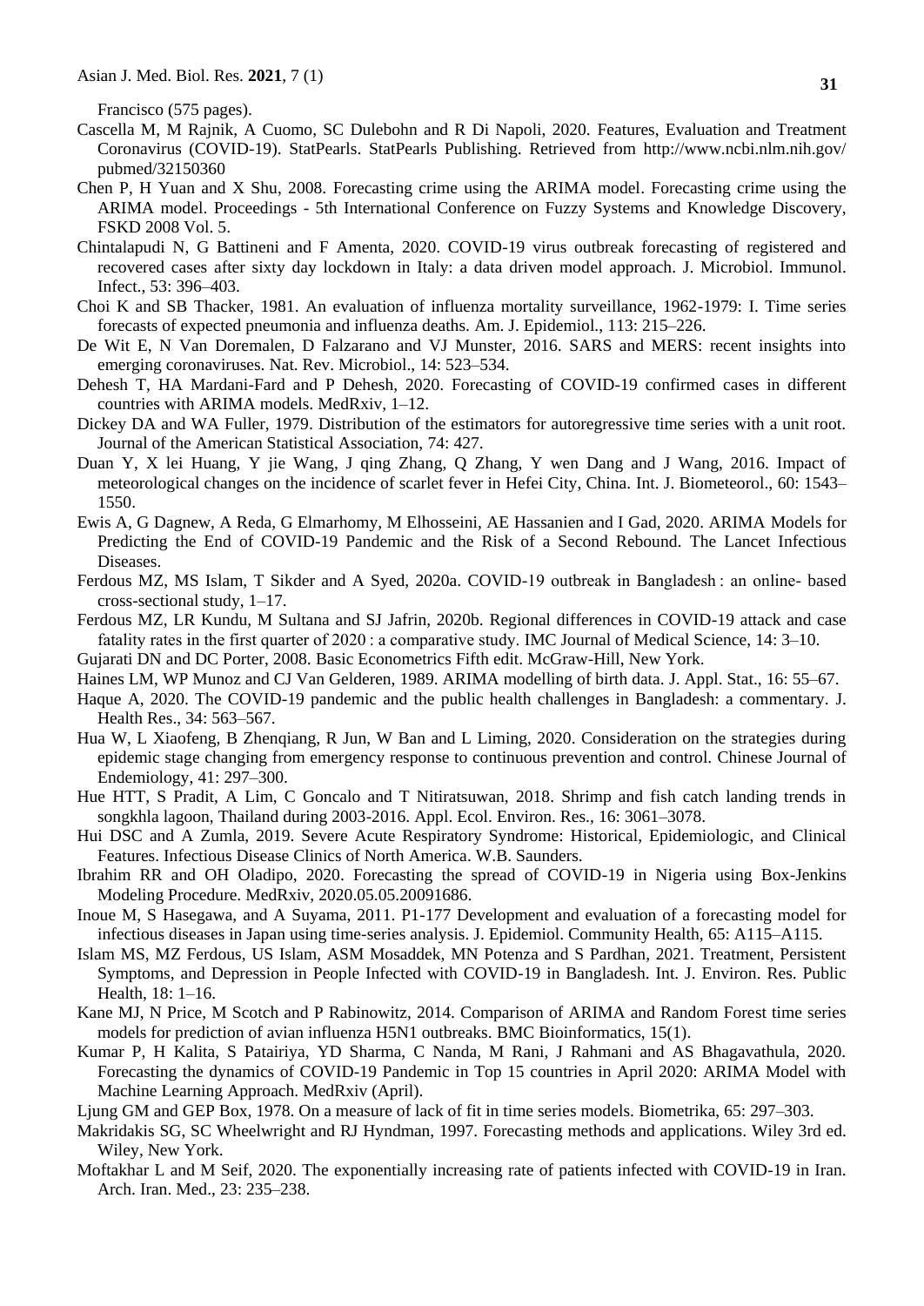Francisco (575 pages).

Cascella M, M Rajnik, A Cuomo, SC Dulebohn and R Di Napoli, 2020. Features, Evaluation and Treatment Coronavirus (COVID-19). StatPearls. StatPearls Publishing. Retrieved from http://www.ncbi.nlm.nih.gov/pubmed/32150360

Chen P, H Yuan and X Shu, 2008. Forecasting crime using the ARIMA model. Forecasting crime using the ARIMA model. Proceedings - 5th International Conference on Fuzzy Systems and Knowledge Discovery, FSKD 2008 Vol. 5.

Chintalapudi N, G Battineni and F Amenta, 2020. COVID-19 virus outbreak forecasting of registered and recovered cases after sixty day lockdown in Italy: a data driven model approach. J. Microbiol. Immunol. Infect., 53: 396–403.

Choi K and SB Thacker, 1981. An evaluation of influenza mortality surveillance, 1962-1979: I. Time series forecasts of expected pneumonia and influenza deaths. Am. J. Epidemiol., 113: 215–226.

De Wit E, N Van Doremalen, D Falzarano and VJ Munster, 2016. SARS and MERS: recent insights into emerging coronaviruses. Nat. Rev. Microbiol., 14: 523–534.

Dehesh T, HA Mardani-Fard and P Dehesh, 2020. Forecasting of COVID-19 confirmed cases in different countries with ARIMA models. MedRxiv, 1–12.

Dickey DA and WA Fuller, 1979. Distribution of the estimators for autoregressive time series with a unit root. Journal of the American Statistical Association, 74: 427.

Duan Y, X lei Huang, Y jie Wang, J qing Zhang, Q Zhang, Y wen Dang and J Wang, 2016. Impact of meteorological changes on the incidence of scarlet fever in Hefei City, China. Int. J. Biometeorol., 60: 1543–1550.

Ewis A, G Dagnew, A Reda, G Elmarhomy, M Elhosseini, AE Hassanien and I Gad, 2020. ARIMA Models for Predicting the End of COVID-19 Pandemic and the Risk of a Second Rebound. The Lancet Infectious Diseases.

Ferdous MZ, MS Islam, T Sikder and A Syed, 2020a. COVID-19 outbreak in Bangladesh : an online- based cross-sectional study, 1–17.

Ferdous MZ, LR Kundu, M Sultana and SJ Jafrin, 2020b. Regional differences in COVID-19 attack and case fatality rates in the first quarter of 2020 : a comparative study. IMC Journal of Medical Science, 14: 3–10.

Gujarati DN and DC Porter, 2008. Basic Econometrics Fifth edit. McGraw-Hill, New York.

Haines LM, WP Munoz and CJ Van Gelderen, 1989. ARIMA modelling of birth data. J. Appl. Stat., 16: 55–67.

Haque A, 2020. The COVID-19 pandemic and the public health challenges in Bangladesh: a commentary. J. Health Res., 34: 563–567.

Hua W, L Xiaofeng, B Zhenqiang, R Jun, W Ban and L Liming, 2020. Consideration on the strategies during epidemic stage changing from emergency response to continuous prevention and control. Chinese Journal of Endemiology, 41: 297–300.

Hue HTT, S Pradit, A Lim, C Goncalo and T Nitiratsuwan, 2018. Shrimp and fish catch landing trends in songkhla lagoon, Thailand during 2003-2016. Appl. Ecol. Environ. Res., 16: 3061–3078.

Hui DSC and A Zumla, 2019. Severe Acute Respiratory Syndrome: Historical, Epidemiologic, and Clinical Features. Infectious Disease Clinics of North America. W.B. Saunders.

Ibrahim RR and OH Oladipo, 2020. Forecasting the spread of COVID-19 in Nigeria using Box-Jenkins Modeling Procedure. MedRxiv, 2020.05.05.20091686.

Inoue M, S Hasegawa, and A Suyama, 2011. P1-177 Development and evaluation of a forecasting model for infectious diseases in Japan using time-series analysis. J. Epidemiol. Community Health, 65: A115–A115.

Islam MS, MZ Ferdous, US Islam, ASM Mosaddek, MN Potenza and S Pardhan, 2021. Treatment, Persistent Symptoms, and Depression in People Infected with COVID-19 in Bangladesh. Int. J. Environ. Res. Public Health, 18: 1–16.

Kane MJ, N Price, M Scotch and P Rabinowitz, 2014. Comparison of ARIMA and Random Forest time series models for prediction of avian influenza H5N1 outbreaks. BMC Bioinformatics, 15(1).

Kumar P, H Kalita, S Patairiya, YD Sharma, C Nanda, M Rani, J Rahmani and AS Bhagavathula, 2020. Forecasting the dynamics of COVID-19 Pandemic in Top 15 countries in April 2020: ARIMA Model with Machine Learning Approach. MedRxiv (April).

Ljung GM and GEP Box, 1978. On a measure of lack of fit in time series models. Biometrika, 65: 297–303.

Makridakis SG, SC Wheelwright and RJ Hyndman, 1997. Forecasting methods and applications. Wiley 3rd ed. Wiley, New York.

Moftakhar L and M Seif, 2020. The exponentially increasing rate of patients infected with COVID-19 in Iran. Arch. Iran. Med., 23: 235–238.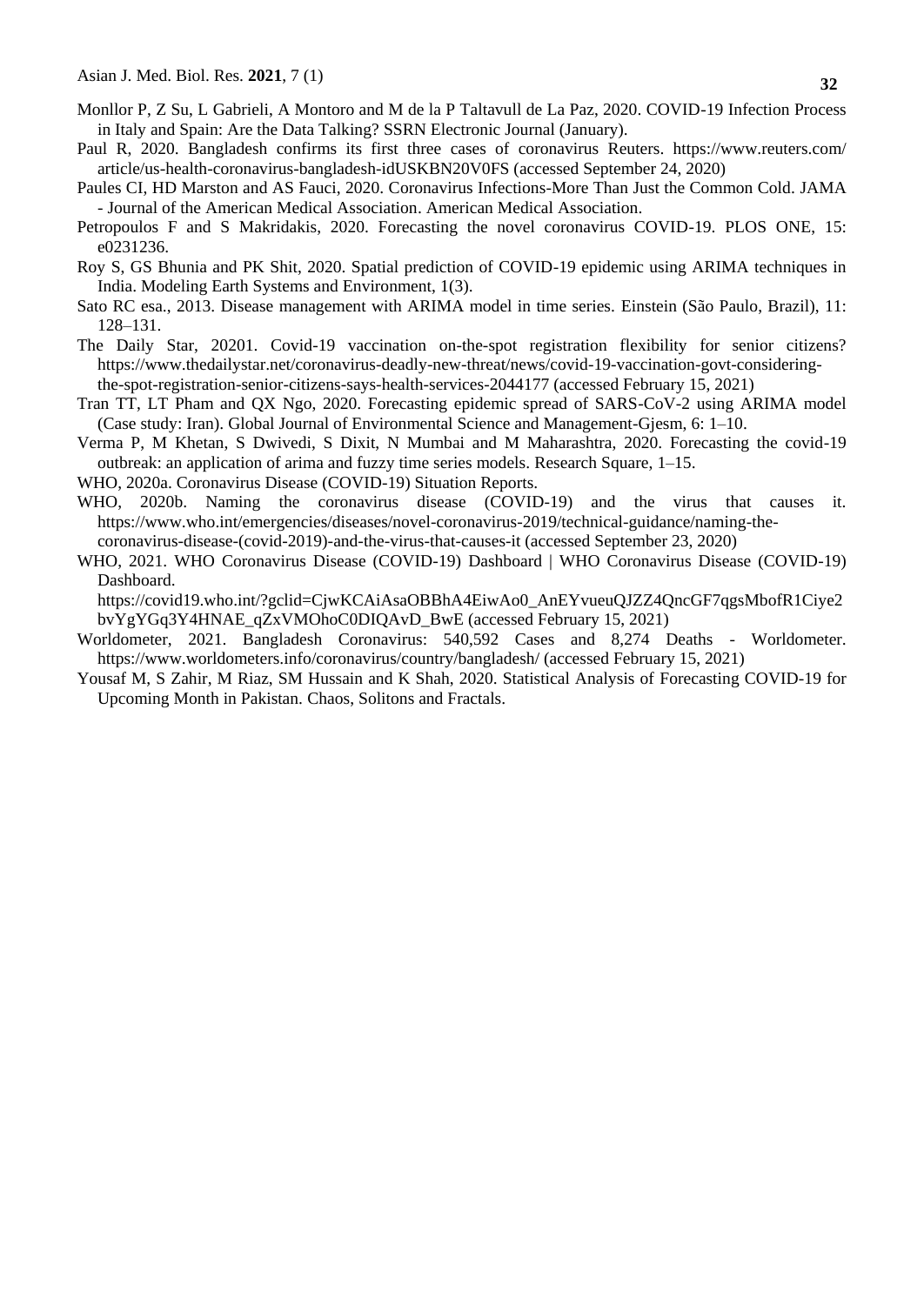Monllor P, Z Su, L Gabrieli, A Montoro and M de la P Taltavull de La Paz, 2020. COVID-19 Infection Process in Italy and Spain: Are the Data Talking? SSRN Electronic Journal (January).

Paul R, 2020. Bangladesh confirms its first three cases of coronavirus Reuters. https://www.reuters.com/article/us-health-coronavirus-bangladesh-idUSKBN20V0FS (accessed September 24, 2020)

Paules CI, HD Marston and AS Fauci, 2020. Coronavirus Infections-More Than Just the Common Cold. JAMA - Journal of the American Medical Association. American Medical Association.

Petropoulos F and S Makridakis, 2020. Forecasting the novel coronavirus COVID-19. PLOS ONE, 15: e0231236.

Roy S, GS Bhunia and PK Shit, 2020. Spatial prediction of COVID-19 epidemic using ARIMA techniques in India. Modeling Earth Systems and Environment, 1(3).

Sato RC esa., 2013. Disease management with ARIMA model in time series. Einstein (São Paulo, Brazil), 11: 128–131.

The Daily Star, 20201. Covid-19 vaccination on-the-spot registration flexibility for senior citizens? https://www.thedailystar.net/coronavirus-deadly-new-threat/news/covid-19-vaccination-govt-considering-the-spot-registration-senior-citizens-says-health-services-2044177 (accessed February 15, 2021)

Tran TT, LT Pham and QX Ngo, 2020. Forecasting epidemic spread of SARS-CoV-2 using ARIMA model (Case study: Iran). Global Journal of Environmental Science and Management-Gjesm, 6: 1–10.

Verma P, M Khetan, S Dwivedi, S Dixit, N Mumbai and M Maharashtra, 2020. Forecasting the covid-19 outbreak: an application of arima and fuzzy time series models. Research Square, 1–15.

WHO, 2020a. Coronavirus Disease (COVID-19) Situation Reports.

WHO, 2020b. Naming the coronavirus disease (COVID-19) and the virus that causes it. https://www.who.int/emergencies/diseases/novel-coronavirus-2019/technical-guidance/naming-the-coronavirus-disease-(covid-2019)-and-the-virus-that-causes-it (accessed September 23, 2020)

WHO, 2021. WHO Coronavirus Disease (COVID-19) Dashboard | WHO Coronavirus Disease (COVID-19) Dashboard. https://covid19.who.int/?gclid=CjwKCAiAsaOBBhA4EiwAo0_AnEYvueuQJZZ4QncGF7qgsMbofR1Ciye2bvYgYGq3Y4HNAE_qZxVMOhoC0DIQAvD_BwE (accessed February 15, 2021)

Worldometer, 2021. Bangladesh Coronavirus: 540,592 Cases and 8,274 Deaths - Worldometer. https://www.worldometers.info/coronavirus/country/bangladesh/ (accessed February 15, 2021)

Yousaf M, S Zahir, M Riaz, SM Hussain and K Shah, 2020. Statistical Analysis of Forecasting COVID-19 for Upcoming Month in Pakistan. Chaos, Solitons and Fractals.